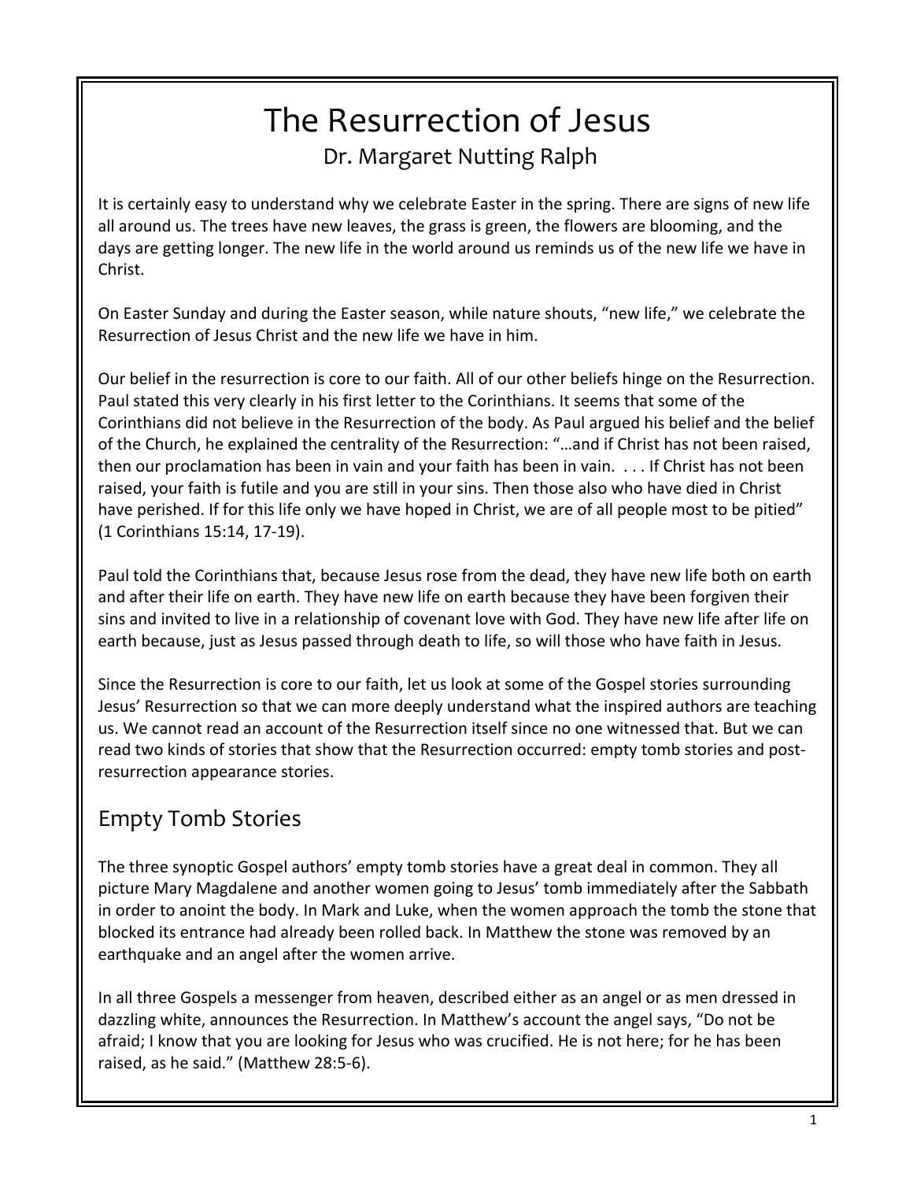# The Resurrection of Jesus

Dr. Margaret Nutting Ralph

It is certainly easy to understand why we celebrate Easter in the spring. There are signs of new life all around us. The trees have new leaves, the grass is green, the flowers are blooming, and the days are getting longer. The new life in the world around us reminds us of the new life we have in Christ.

On Easter Sunday and during the Easter season, while nature shouts, "new life," we celebrate the Resurrection of Jesus Christ and the new life we have in him.

Our belief in the resurrection is core to our faith. All of our other beliefs hinge on the Resurrection. Paul stated this very clearly in his first letter to the Corinthians. It seems that some of the Corinthians did not believe in the Resurrection of the body. As Paul argued his belief and the belief of the Church, he explained the centrality of the Resurrection: "…and if Christ has not been raised, then our proclamation has been in vain and your faith has been in vain. . . . If Christ has not been raised, your faith is futile and you are still in your sins. Then those also who have died in Christ have perished. If for this life only we have hoped in Christ, we are of all people most to be pitied" (1 Corinthians 15:14, 17-19).

Paul told the Corinthians that, because Jesus rose from the dead, they have new life both on earth and after their life on earth. They have new life on earth because they have been forgiven their sins and invited to live in a relationship of covenant love with God. They have new life after life on earth because, just as Jesus passed through death to life, so will those who have faith in Jesus.

Since the Resurrection is core to our faith, let us look at some of the Gospel stories surrounding Jesus' Resurrection so that we can more deeply understand what the inspired authors are teaching us. We cannot read an account of the Resurrection itself since no one witnessed that. But we can read two kinds of stories that show that the Resurrection occurred: empty tomb stories and post-resurrection appearance stories.

## Empty Tomb Stories

The three synoptic Gospel authors' empty tomb stories have a great deal in common. They all picture Mary Magdalene and another women going to Jesus' tomb immediately after the Sabbath in order to anoint the body. In Mark and Luke, when the women approach the tomb the stone that blocked its entrance had already been rolled back. In Matthew the stone was removed by an earthquake and an angel after the women arrive.

In all three Gospels a messenger from heaven, described either as an angel or as men dressed in dazzling white, announces the Resurrection. In Matthew's account the angel says, "Do not be afraid; I know that you are looking for Jesus who was crucified. He is not here; for he has been raised, as he said." (Matthew 28:5-6).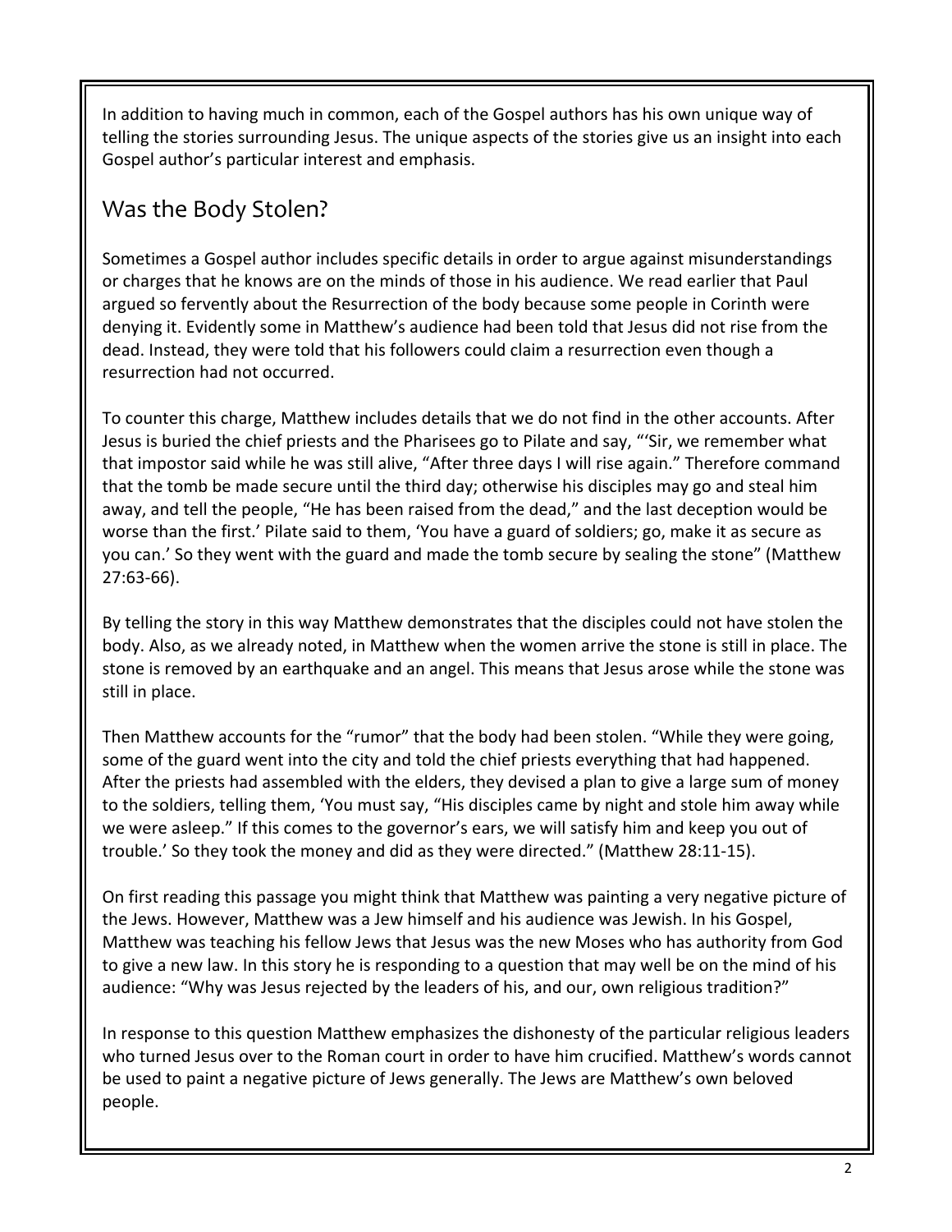In addition to having much in common, each of the Gospel authors has his own unique way of telling the stories surrounding Jesus. The unique aspects of the stories give us an insight into each Gospel author's particular interest and emphasis.

## Was the Body Stolen?

Sometimes a Gospel author includes specific details in order to argue against misunderstandings or charges that he knows are on the minds of those in his audience. We read earlier that Paul argued so fervently about the Resurrection of the body because some people in Corinth were denying it. Evidently some in Matthew's audience had been told that Jesus did not rise from the dead. Instead, they were told that his followers could claim a resurrection even though a resurrection had not occurred.

To counter this charge, Matthew includes details that we do not find in the other accounts. After Jesus is buried the chief priests and the Pharisees go to Pilate and say, "'Sir, we remember what that impostor said while he was still alive, "After three days I will rise again." Therefore command that the tomb be made secure until the third day; otherwise his disciples may go and steal him away, and tell the people, "He has been raised from the dead," and the last deception would be worse than the first.' Pilate said to them, 'You have a guard of soldiers; go, make it as secure as you can.' So they went with the guard and made the tomb secure by sealing the stone" (Matthew 27:63-66).

By telling the story in this way Matthew demonstrates that the disciples could not have stolen the body. Also, as we already noted, in Matthew when the women arrive the stone is still in place. The stone is removed by an earthquake and an angel. This means that Jesus arose while the stone was still in place.

Then Matthew accounts for the "rumor" that the body had been stolen. "While they were going, some of the guard went into the city and told the chief priests everything that had happened. After the priests had assembled with the elders, they devised a plan to give a large sum of money to the soldiers, telling them, 'You must say, "His disciples came by night and stole him away while we were asleep." If this comes to the governor's ears, we will satisfy him and keep you out of trouble.' So they took the money and did as they were directed." (Matthew 28:11-15).

On first reading this passage you might think that Matthew was painting a very negative picture of the Jews. However, Matthew was a Jew himself and his audience was Jewish. In his Gospel, Matthew was teaching his fellow Jews that Jesus was the new Moses who has authority from God to give a new law. In this story he is responding to a question that may well be on the mind of his audience: "Why was Jesus rejected by the leaders of his, and our, own religious tradition?"

In response to this question Matthew emphasizes the dishonesty of the particular religious leaders who turned Jesus over to the Roman court in order to have him crucified. Matthew's words cannot be used to paint a negative picture of Jews generally. The Jews are Matthew's own beloved people.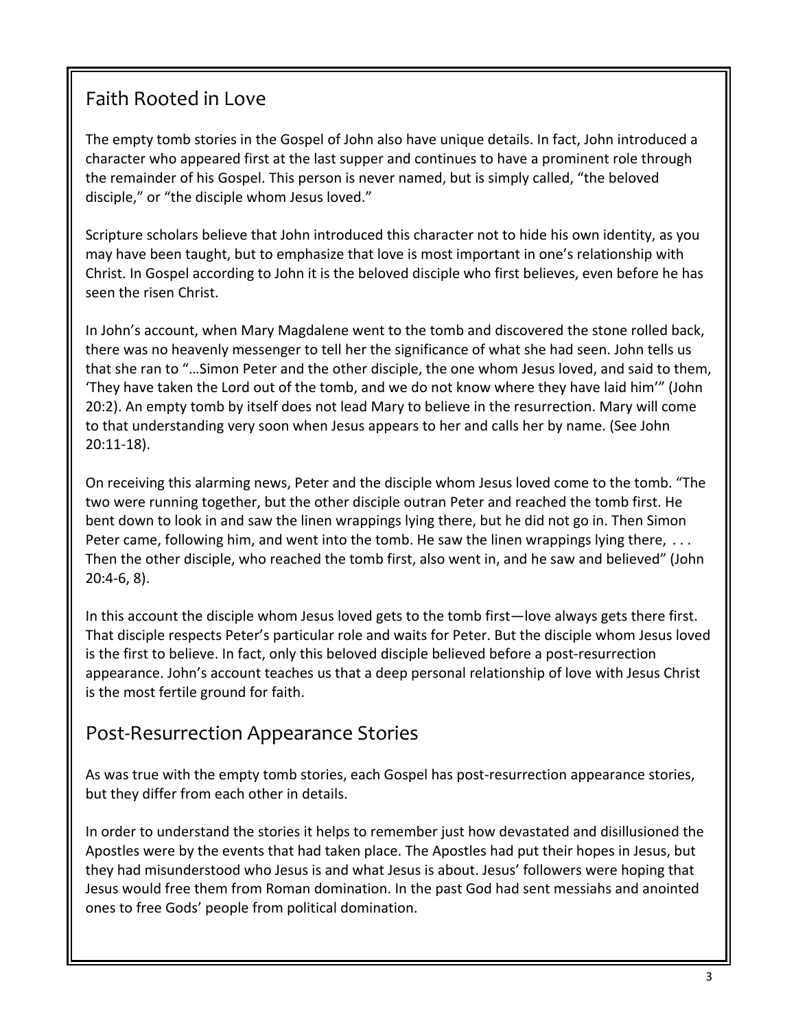## Faith Rooted in Love

The empty tomb stories in the Gospel of John also have unique details. In fact, John introduced a character who appeared first at the last supper and continues to have a prominent role through the remainder of his Gospel. This person is never named, but is simply called, "the beloved disciple," or "the disciple whom Jesus loved."

Scripture scholars believe that John introduced this character not to hide his own identity, as you may have been taught, but to emphasize that love is most important in one's relationship with Christ. In Gospel according to John it is the beloved disciple who first believes, even before he has seen the risen Christ.

In John's account, when Mary Magdalene went to the tomb and discovered the stone rolled back, there was no heavenly messenger to tell her the significance of what she had seen. John tells us that she ran to "…Simon Peter and the other disciple, the one whom Jesus loved, and said to them, 'They have taken the Lord out of the tomb, and we do not know where they have laid him'" (John 20:2). An empty tomb by itself does not lead Mary to believe in the resurrection. Mary will come to that understanding very soon when Jesus appears to her and calls her by name. (See John 20:11-18).

On receiving this alarming news, Peter and the disciple whom Jesus loved come to the tomb. "The two were running together, but the other disciple outran Peter and reached the tomb first. He bent down to look in and saw the linen wrappings lying there, but he did not go in. Then Simon Peter came, following him, and went into the tomb. He saw the linen wrappings lying there, . . . Then the other disciple, who reached the tomb first, also went in, and he saw and believed" (John 20:4-6, 8).

In this account the disciple whom Jesus loved gets to the tomb first—love always gets there first. That disciple respects Peter's particular role and waits for Peter. But the disciple whom Jesus loved is the first to believe. In fact, only this beloved disciple believed before a post-resurrection appearance. John's account teaches us that a deep personal relationship of love with Jesus Christ is the most fertile ground for faith.

## Post-Resurrection Appearance Stories

As was true with the empty tomb stories, each Gospel has post-resurrection appearance stories, but they differ from each other in details.

In order to understand the stories it helps to remember just how devastated and disillusioned the Apostles were by the events that had taken place. The Apostles had put their hopes in Jesus, but they had misunderstood who Jesus is and what Jesus is about. Jesus' followers were hoping that Jesus would free them from Roman domination. In the past God had sent messiahs and anointed ones to free Gods' people from political domination.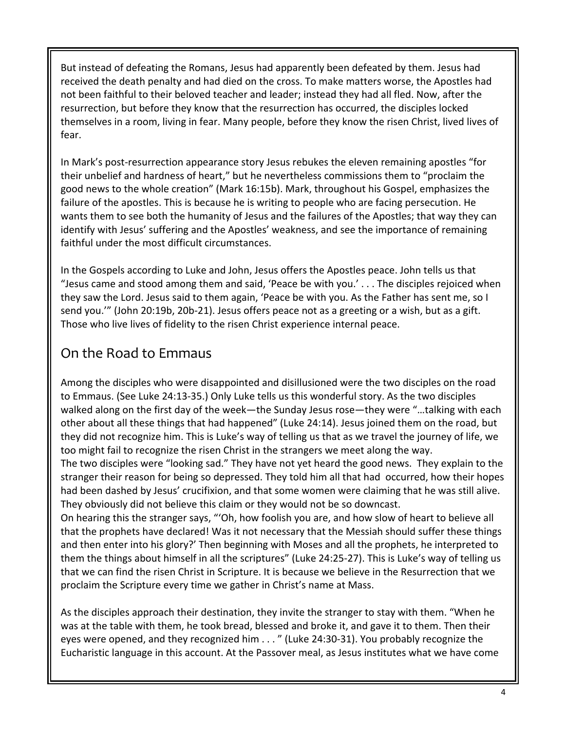But instead of defeating the Romans, Jesus had apparently been defeated by them. Jesus had received the death penalty and had died on the cross. To make matters worse, the Apostles had not been faithful to their beloved teacher and leader; instead they had all fled. Now, after the resurrection, but before they know that the resurrection has occurred, the disciples locked themselves in a room, living in fear. Many people, before they know the risen Christ, lived lives of fear.

In Mark's post-resurrection appearance story Jesus rebukes the eleven remaining apostles "for their unbelief and hardness of heart," but he nevertheless commissions them to "proclaim the good news to the whole creation" (Mark 16:15b). Mark, throughout his Gospel, emphasizes the failure of the apostles. This is because he is writing to people who are facing persecution. He wants them to see both the humanity of Jesus and the failures of the Apostles; that way they can identify with Jesus' suffering and the Apostles' weakness, and see the importance of remaining faithful under the most difficult circumstances.

In the Gospels according to Luke and John, Jesus offers the Apostles peace. John tells us that "Jesus came and stood among them and said, 'Peace be with you.' . . . The disciples rejoiced when they saw the Lord. Jesus said to them again, 'Peace be with you. As the Father has sent me, so I send you.'" (John 20:19b, 20b-21). Jesus offers peace not as a greeting or a wish, but as a gift. Those who live lives of fidelity to the risen Christ experience internal peace.

## On the Road to Emmaus

Among the disciples who were disappointed and disillusioned were the two disciples on the road to Emmaus. (See Luke 24:13-35.) Only Luke tells us this wonderful story. As the two disciples walked along on the first day of the week—the Sunday Jesus rose—they were "…talking with each other about all these things that had happened" (Luke 24:14). Jesus joined them on the road, but they did not recognize him. This is Luke's way of telling us that as we travel the journey of life, we too might fail to recognize the risen Christ in the strangers we meet along the way.
The two disciples were "looking sad." They have not yet heard the good news. They explain to the stranger their reason for being so depressed. They told him all that had occurred, how their hopes had been dashed by Jesus' crucifixion, and that some women were claiming that he was still alive. They obviously did not believe this claim or they would not be so downcast.
On hearing this the stranger says, "'Oh, how foolish you are, and how slow of heart to believe all that the prophets have declared! Was it not necessary that the Messiah should suffer these things and then enter into his glory?' Then beginning with Moses and all the prophets, he interpreted to them the things about himself in all the scriptures" (Luke 24:25-27). This is Luke's way of telling us that we can find the risen Christ in Scripture. It is because we believe in the Resurrection that we proclaim the Scripture every time we gather in Christ's name at Mass.

As the disciples approach their destination, they invite the stranger to stay with them. "When he was at the table with them, he took bread, blessed and broke it, and gave it to them. Then their eyes were opened, and they recognized him . . . " (Luke 24:30-31). You probably recognize the Eucharistic language in this account. At the Passover meal, as Jesus institutes what we have come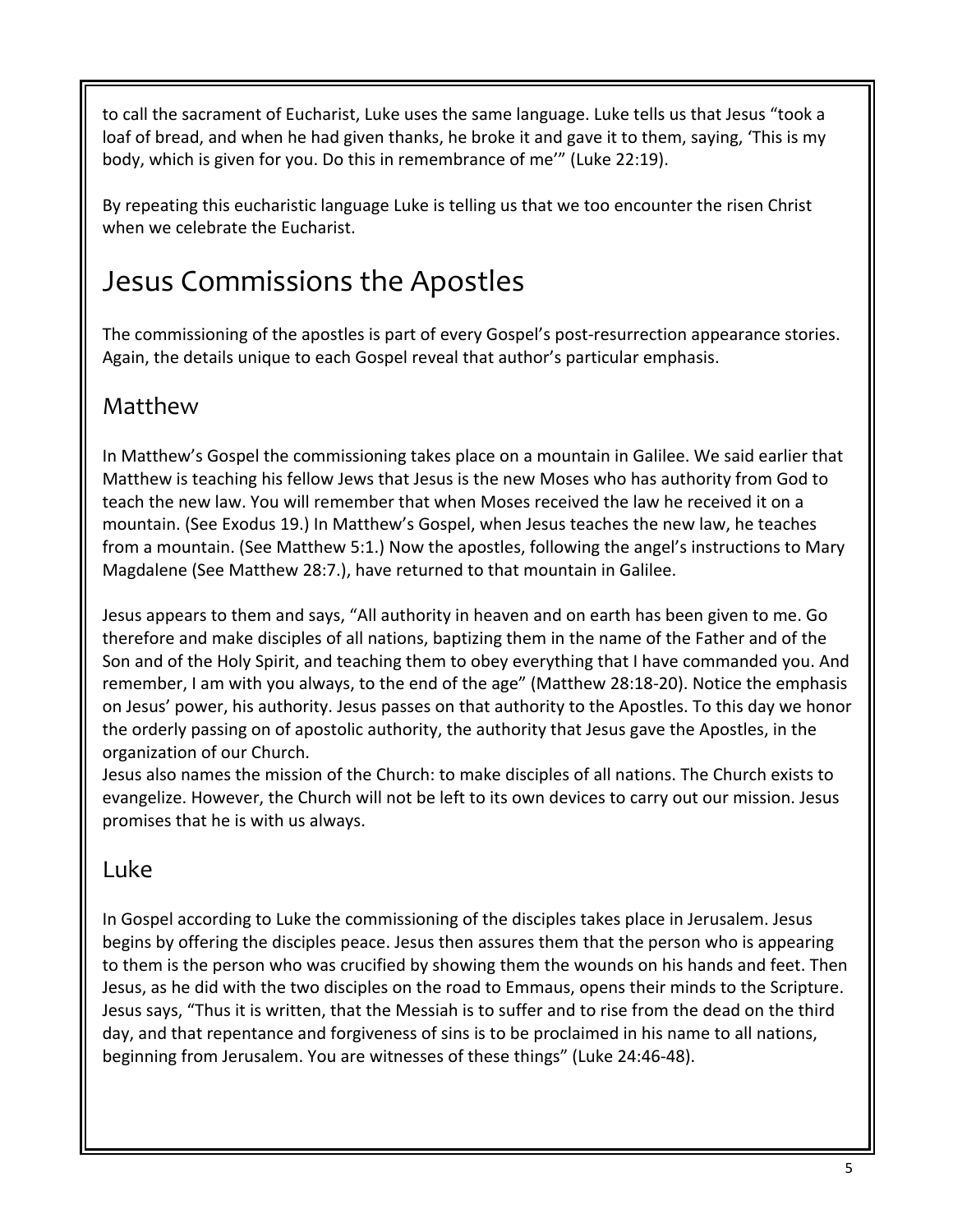to call the sacrament of Eucharist, Luke uses the same language. Luke tells us that Jesus "took a loaf of bread, and when he had given thanks, he broke it and gave it to them, saying, 'This is my body, which is given for you. Do this in remembrance of me'" (Luke 22:19).

By repeating this eucharistic language Luke is telling us that we too encounter the risen Christ when we celebrate the Eucharist.

# Jesus Commissions the Apostles

The commissioning of the apostles is part of every Gospel's post-resurrection appearance stories. Again, the details unique to each Gospel reveal that author's particular emphasis.

## Matthew

In Matthew's Gospel the commissioning takes place on a mountain in Galilee. We said earlier that Matthew is teaching his fellow Jews that Jesus is the new Moses who has authority from God to teach the new law. You will remember that when Moses received the law he received it on a mountain. (See Exodus 19.) In Matthew's Gospel, when Jesus teaches the new law, he teaches from a mountain. (See Matthew 5:1.) Now the apostles, following the angel's instructions to Mary Magdalene (See Matthew 28:7.), have returned to that mountain in Galilee.

Jesus appears to them and says, "All authority in heaven and on earth has been given to me. Go therefore and make disciples of all nations, baptizing them in the name of the Father and of the Son and of the Holy Spirit, and teaching them to obey everything that I have commanded you. And remember, I am with you always, to the end of the age" (Matthew 28:18-20). Notice the emphasis on Jesus' power, his authority. Jesus passes on that authority to the Apostles. To this day we honor the orderly passing on of apostolic authority, the authority that Jesus gave the Apostles, in the organization of our Church.
Jesus also names the mission of the Church: to make disciples of all nations. The Church exists to evangelize. However, the Church will not be left to its own devices to carry out our mission. Jesus promises that he is with us always.

## Luke

In Gospel according to Luke the commissioning of the disciples takes place in Jerusalem. Jesus begins by offering the disciples peace. Jesus then assures them that the person who is appearing to them is the person who was crucified by showing them the wounds on his hands and feet. Then Jesus, as he did with the two disciples on the road to Emmaus, opens their minds to the Scripture. Jesus says, "Thus it is written, that the Messiah is to suffer and to rise from the dead on the third day, and that repentance and forgiveness of sins is to be proclaimed in his name to all nations, beginning from Jerusalem. You are witnesses of these things" (Luke 24:46-48).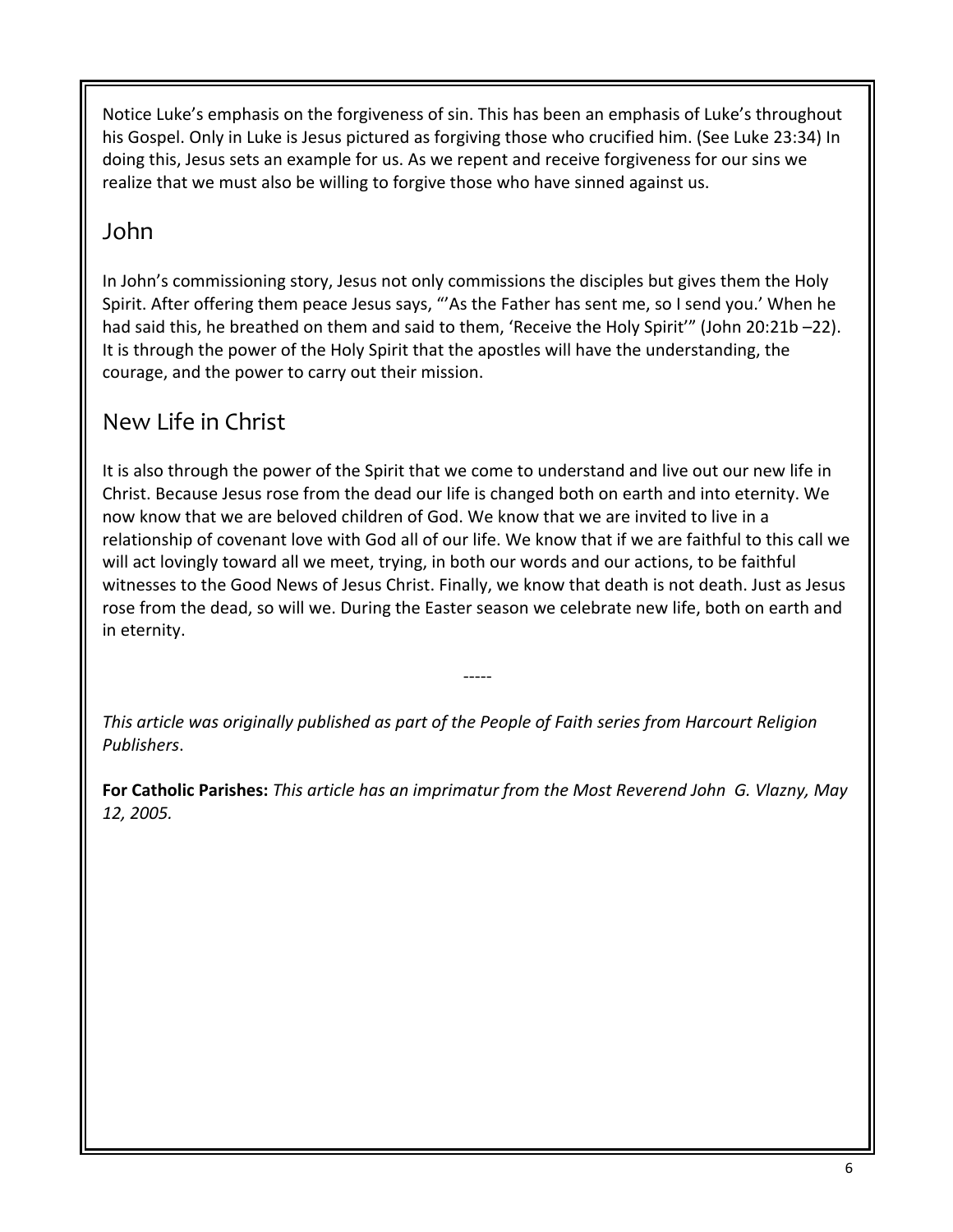Notice Luke's emphasis on the forgiveness of sin. This has been an emphasis of Luke's throughout his Gospel. Only in Luke is Jesus pictured as forgiving those who crucified him. (See Luke 23:34) In doing this, Jesus sets an example for us. As we repent and receive forgiveness for our sins we realize that we must also be willing to forgive those who have sinned against us.

## John

In John's commissioning story, Jesus not only commissions the disciples but gives them the Holy Spirit. After offering them peace Jesus says, "'As the Father has sent me, so I send you.' When he had said this, he breathed on them and said to them, 'Receive the Holy Spirit'" (John 20:21b –22). It is through the power of the Holy Spirit that the apostles will have the understanding, the courage, and the power to carry out their mission.

## New Life in Christ

It is also through the power of the Spirit that we come to understand and live out our new life in Christ. Because Jesus rose from the dead our life is changed both on earth and into eternity. We now know that we are beloved children of God. We know that we are invited to live in a relationship of covenant love with God all of our life. We know that if we are faithful to this call we will act lovingly toward all we meet, trying, in both our words and our actions, to be faithful witnesses to the Good News of Jesus Christ. Finally, we know that death is not death. Just as Jesus rose from the dead, so will we. During the Easter season we celebrate new life, both on earth and in eternity.

-----

*This article was originally published as part of the People of Faith series from Harcourt Religion Publishers*.

**For Catholic Parishes:** *This article has an imprimatur from the Most Reverend John G. Vlazny, May 12, 2005.*